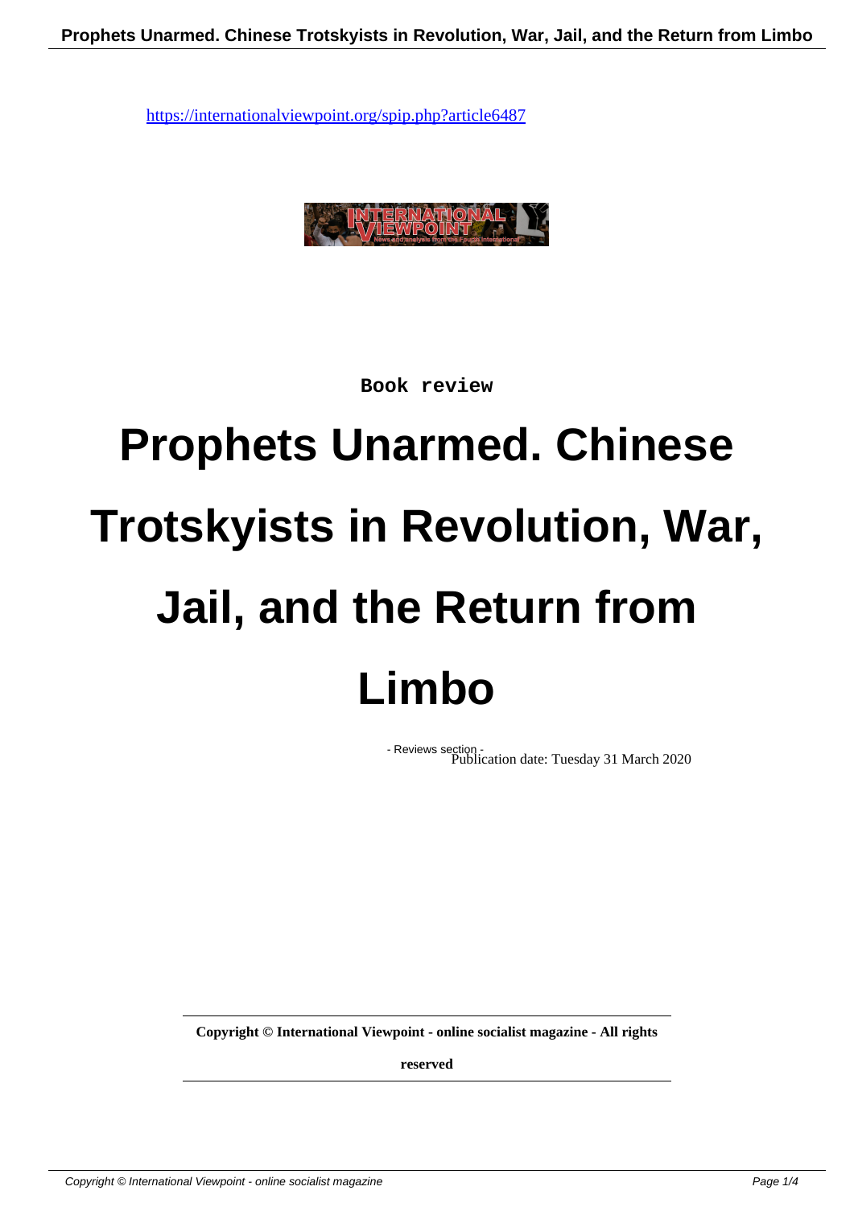https://internationalviewpoint.org/spip.php?article6487

Book review

# Prophets Unarmed. Chinese Trotskyists in Revolution, War, Jail, and the Return from Limbo

- Reviews section -

Publication date: Tuesday 31 March 2020

**Copyright © International Viewpoint - online socialist magazine - All rights reserved**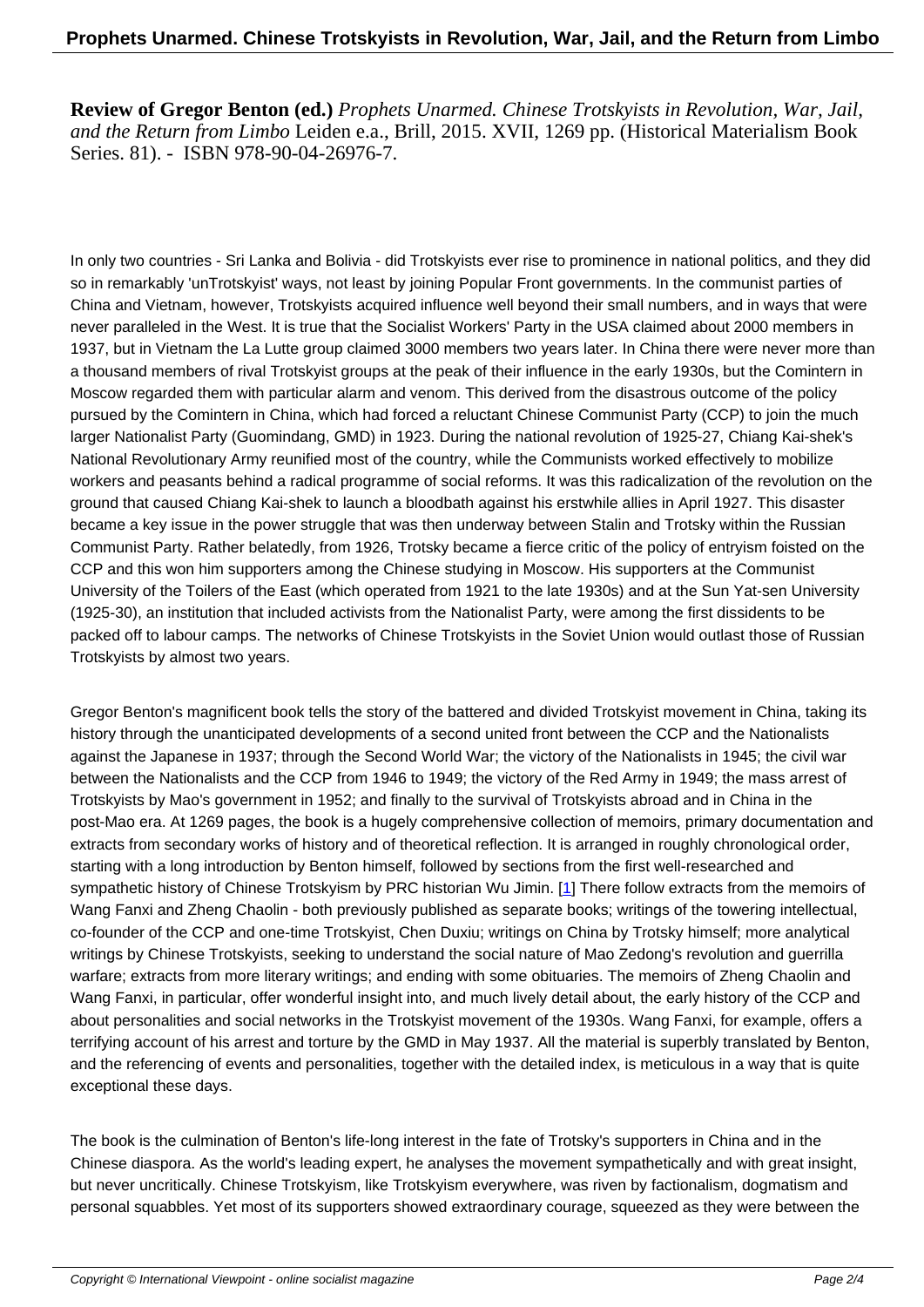**Review of Gregor Benton (ed.)** *Prophets Unarmed. Chinese Trotskyists in Revolution, War, Jail, and the Return from Limbo* Leiden e.a., Brill, 2015. XVII, 1269 pp. (Historical Materialism Book Series. 81). - ISBN 978-90-04-26976-7.

In only two countries - Sri Lanka and Bolivia - did Trotskyists ever rise to prominence in national politics, and they did so in remarkably 'unTrotskyist' ways, not least by joining Popular Front governments. In the communist parties of China and Vietnam, however, Trotskyists acquired influence well beyond their small numbers, and in ways that were never paralleled in the West. It is true that the Socialist Workers' Party in the USA claimed about 2000 members in 1937, but in Vietnam the La Lutte group claimed 3000 members two years later. In China there were never more than a thousand members of rival Trotskyist groups at the peak of their influence in the early 1930s, but the Comintern in Moscow regarded them with particular alarm and venom. This derived from the disastrous outcome of the policy pursued by the Comintern in China, which had forced a reluctant Chinese Communist Party (CCP) to join the much larger Nationalist Party (Guomindang, GMD) in 1923. During the national revolution of 1925-27, Chiang Kai-shek's National Revolutionary Army reunified most of the country, while the Communists worked effectively to mobilize workers and peasants behind a radical programme of social reforms. It was this radicalization of the revolution on the ground that caused Chiang Kai-shek to launch a bloodbath against his erstwhile allies in April 1927. This disaster became a key issue in the power struggle that was then underway between Stalin and Trotsky within the Russian Communist Party. Rather belatedly, from 1926, Trotsky became a fierce critic of the policy of entryism foisted on the CCP and this won him supporters among the Chinese studying in Moscow. His supporters at the Communist University of the Toilers of the East (which operated from 1921 to the late 1930s) and at the Sun Yat-sen University (1925-30), an institution that included activists from the Nationalist Party, were among the first dissidents to be packed off to labour camps. The networks of Chinese Trotskyists in the Soviet Union would outlast those of Russian Trotskyists by almost two years.

Gregor Benton's magnificent book tells the story of the battered and divided Trotskyist movement in China, taking its history through the unanticipated developments of a second united front between the CCP and the Nationalists against the Japanese in 1937; through the Second World War; the victory of the Nationalists in 1945; the civil war between the Nationalists and the CCP from 1946 to 1949; the victory of the Red Army in 1949; the mass arrest of Trotskyists by Mao's government in 1952; and finally to the survival of Trotskyists abroad and in China in the post-Mao era. At 1269 pages, the book is a hugely comprehensive collection of memoirs, primary documentation and extracts from secondary works of history and of theoretical reflection. It is arranged in roughly chronological order, starting with a long introduction by Benton himself, followed by sections from the first well-researched and sympathetic history of Chinese Trotskyism by PRC historian Wu Jimin. [1] There follow extracts from the memoirs of Wang Fanxi and Zheng Chaolin - both previously published as separate books; writings of the towering intellectual, co-founder of the CCP and one-time Trotskyist, Chen Duxiu; writings on China by Trotsky himself; more analytical writings by Chinese Trotskyists, seeking to understand the social nature of Mao Zedong's revolution and guerrilla warfare; extracts from more literary writings; and ending with some obituaries. The memoirs of Zheng Chaolin and Wang Fanxi, in particular, offer wonderful insight into, and much lively detail about, the early history of the CCP and about personalities and social networks in the Trotskyist movement of the 1930s. Wang Fanxi, for example, offers a terrifying account of his arrest and torture by the GMD in May 1937. All the material is superbly translated by Benton, and the referencing of events and personalities, together with the detailed index, is meticulous in a way that is quite exceptional these days.

The book is the culmination of Benton's life-long interest in the fate of Trotsky's supporters in China and in the Chinese diaspora. As the world's leading expert, he analyses the movement sympathetically and with great insight, but never uncritically. Chinese Trotskyism, like Trotskyism everywhere, was riven by factionalism, dogmatism and personal squabbles. Yet most of its supporters showed extraordinary courage, squeezed as they were between the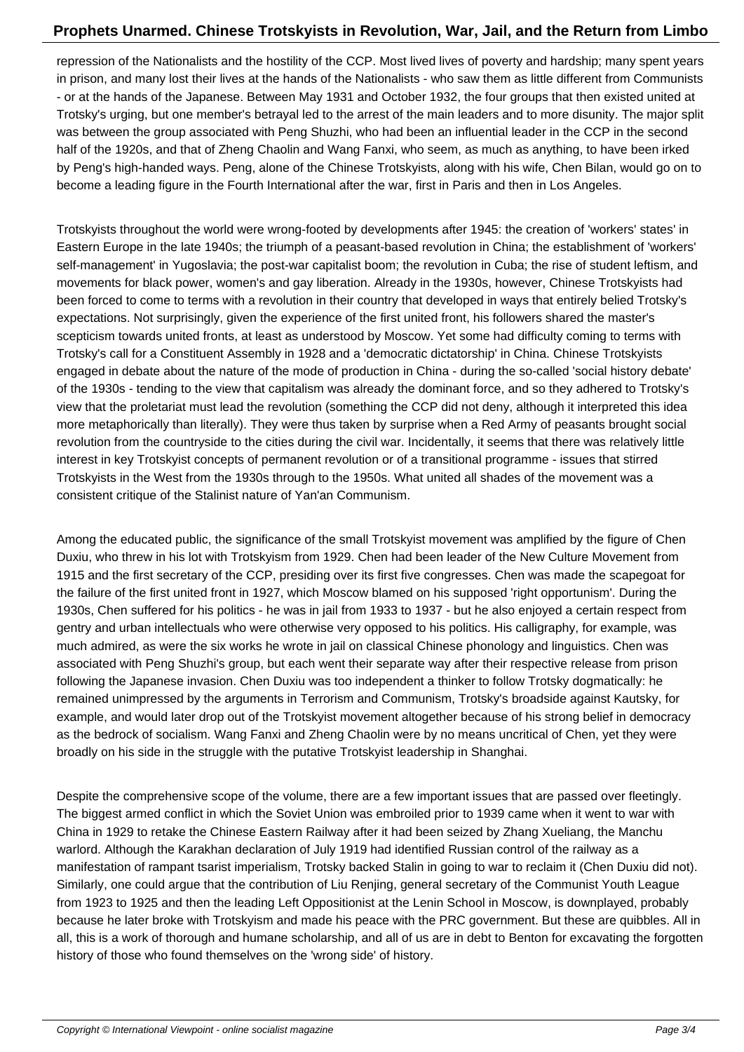repression of the Nationalists and the hostility of the CCP. Most lived lives of poverty and hardship; many spent years in prison, and many lost their lives at the hands of the Nationalists - who saw them as little different from Communists - or at the hands of the Japanese. Between May 1931 and October 1932, the four groups that then existed united at Trotsky's urging, but one member's betrayal led to the arrest of the main leaders and to more disunity. The major split was between the group associated with Peng Shuzhi, who had been an influential leader in the CCP in the second half of the 1920s, and that of Zheng Chaolin and Wang Fanxi, who seem, as much as anything, to have been irked by Peng's high-handed ways. Peng, alone of the Chinese Trotskyists, along with his wife, Chen Bilan, would go on to become a leading figure in the Fourth International after the war, first in Paris and then in Los Angeles.

Trotskyists throughout the world were wrong-footed by developments after 1945: the creation of 'workers' states' in Eastern Europe in the late 1940s; the triumph of a peasant-based revolution in China; the establishment of 'workers' self-management' in Yugoslavia; the post-war capitalist boom; the revolution in Cuba; the rise of student leftism, and movements for black power, women's and gay liberation. Already in the 1930s, however, Chinese Trotskyists had been forced to come to terms with a revolution in their country that developed in ways that entirely belied Trotsky's expectations. Not surprisingly, given the experience of the first united front, his followers shared the master's scepticism towards united fronts, at least as understood by Moscow. Yet some had difficulty coming to terms with Trotsky's call for a Constituent Assembly in 1928 and a 'democratic dictatorship' in China. Chinese Trotskyists engaged in debate about the nature of the mode of production in China - during the so-called 'social history debate' of the 1930s - tending to the view that capitalism was already the dominant force, and so they adhered to Trotsky's view that the proletariat must lead the revolution (something the CCP did not deny, although it interpreted this idea more metaphorically than literally). They were thus taken by surprise when a Red Army of peasants brought social revolution from the countryside to the cities during the civil war. Incidentally, it seems that there was relatively little interest in key Trotskyist concepts of permanent revolution or of a transitional programme - issues that stirred Trotskyists in the West from the 1930s through to the 1950s. What united all shades of the movement was a consistent critique of the Stalinist nature of Yan'an Communism.

Among the educated public, the significance of the small Trotskyist movement was amplified by the figure of Chen Duxiu, who threw in his lot with Trotskyism from 1929. Chen had been leader of the New Culture Movement from 1915 and the first secretary of the CCP, presiding over its first five congresses. Chen was made the scapegoat for the failure of the first united front in 1927, which Moscow blamed on his supposed 'right opportunism'. During the 1930s, Chen suffered for his politics - he was in jail from 1933 to 1937 - but he also enjoyed a certain respect from gentry and urban intellectuals who were otherwise very opposed to his politics. His calligraphy, for example, was much admired, as were the six works he wrote in jail on classical Chinese phonology and linguistics. Chen was associated with Peng Shuzhi's group, but each went their separate way after their respective release from prison following the Japanese invasion. Chen Duxiu was too independent a thinker to follow Trotsky dogmatically: he remained unimpressed by the arguments in Terrorism and Communism, Trotsky's broadside against Kautsky, for example, and would later drop out of the Trotskyist movement altogether because of his strong belief in democracy as the bedrock of socialism. Wang Fanxi and Zheng Chaolin were by no means uncritical of Chen, yet they were broadly on his side in the struggle with the putative Trotskyist leadership in Shanghai.

Despite the comprehensive scope of the volume, there are a few important issues that are passed over fleetingly. The biggest armed conflict in which the Soviet Union was embroiled prior to 1939 came when it went to war with China in 1929 to retake the Chinese Eastern Railway after it had been seized by Zhang Xueliang, the Manchu warlord. Although the Karakhan declaration of July 1919 had identified Russian control of the railway as a manifestation of rampant tsarist imperialism, Trotsky backed Stalin in going to war to reclaim it (Chen Duxiu did not). Similarly, one could argue that the contribution of Liu Renjing, general secretary of the Communist Youth League from 1923 to 1925 and then the leading Left Oppositionist at the Lenin School in Moscow, is downplayed, probably because he later broke with Trotskyism and made his peace with the PRC government. But these are quibbles. All in all, this is a work of thorough and humane scholarship, and all of us are in debt to Benton for excavating the forgotten history of those who found themselves on the 'wrong side' of history.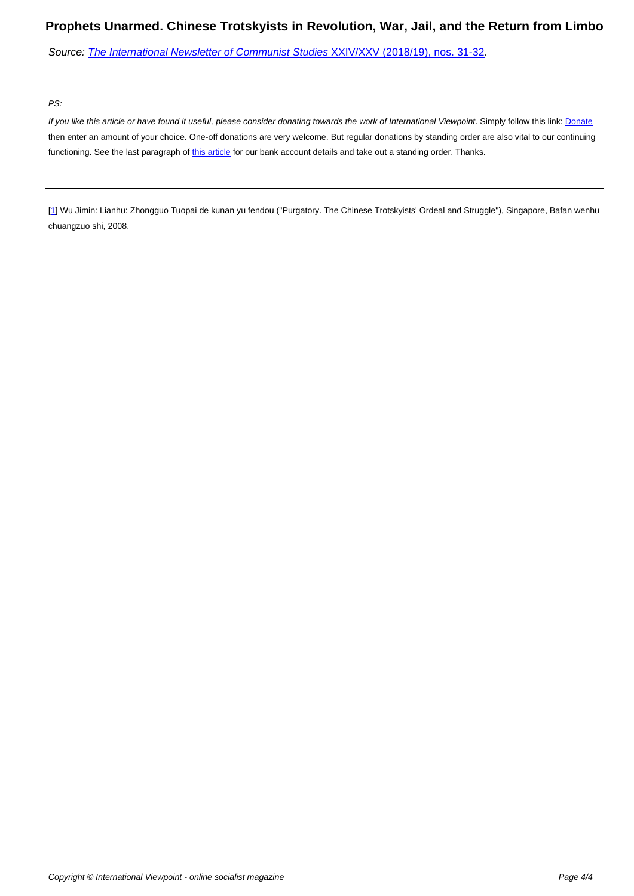Source: *The International Newsletter of Communist Studies* XXIV/XXV (2018/19), nos. 31-32.

PS:

*If you like this article or have found it useful, please consider donating towards the work of International Viewpoint*. Simply follow this link: Donate then enter an amount of your choice. One-off donations are very welcome. But regular donations by standing order are also vital to our continuing functioning. See the last paragraph of this article for our bank account details and take out a standing order. Thanks.

---

[1] Wu Jimin: Lianhu: Zhongguo Tuopai de kunan yu fendou ("Purgatory. The Chinese Trotskyists' Ordeal and Struggle"), Singapore, Bafan wenhu chuangzuo shi, 2008.